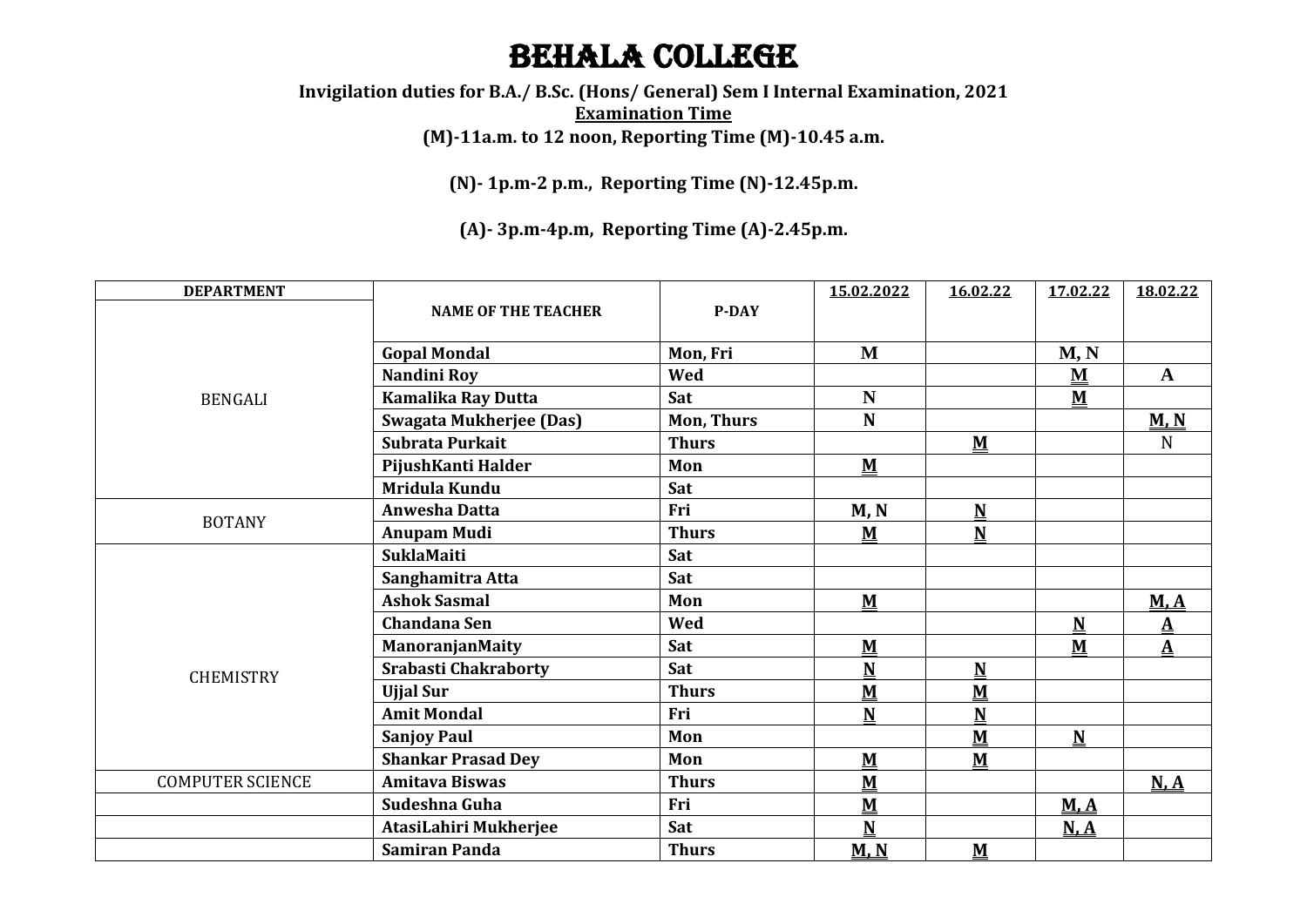# BEHALA COLLEGE

**Invigilation duties for B.A./ B.Sc. (Hons/ General) Sem I Internal Examination, 2021**

**Examination Time**

**(M)-11a.m. to 12 noon, Reporting Time (M)-10.45 a.m.**

**(N)- 1p.m-2 p.m., Reporting Time (N)-12.45p.m.**

**(A)- 3p.m-4p.m, Reporting Time (A)-2.45p.m.**

| DEPARTMENT | NAME OF THE TEACHER | P-DAY | 15.02.2022 | 16.02.22 | 17.02.22 | 18.02.22 |
|---|---|---|---|---|---|---|
| BENGALI | Gopal Mondal | Mon, Fri | M | | M, N | |
| | Nandini Roy | Wed | | | M | A |
| | Kamalika Ray Dutta | Sat | N | | M | |
| | Swagata Mukherjee (Das) | Mon, Thurs | N | | | M, N |
| | Subrata Purkait | Thurs | | M | | N |
| | PijushKanti Halder | Mon | M | | | |
| | Mridula Kundu | Sat | | | | |
| BOTANY | Anwesha Datta | Fri | M, N | N | | |
| | Anupam Mudi | Thurs | M | N | | |
| CHEMISTRY | SuklaMaiti | Sat | | | | |
| | Sanghamitra Atta | Sat | | | | |
| | Ashok Sasmal | Mon | M | | | M, A |
| | Chandana Sen | Wed | | | N | A |
| | ManoranjanMaity | Sat | M | | M | A |
| | Srabasti Chakraborty | Sat | N | N | | |
| | Ujjal Sur | Thurs | M | M | | |
| | Amit Mondal | Fri | N | N | | |
| | Sanjoy Paul | Mon | | M | N | |
| | Shankar Prasad Dey | Mon | M | M | | |
| COMPUTER SCIENCE | Amitava Biswas | Thurs | M | | | N, A |
| | Sudeshna Guha | Fri | M | | M, A | |
| | AtasiLahiri Mukherjee | Sat | N | | N, A | |
| | Samiran Panda | Thurs | M, N | M | | |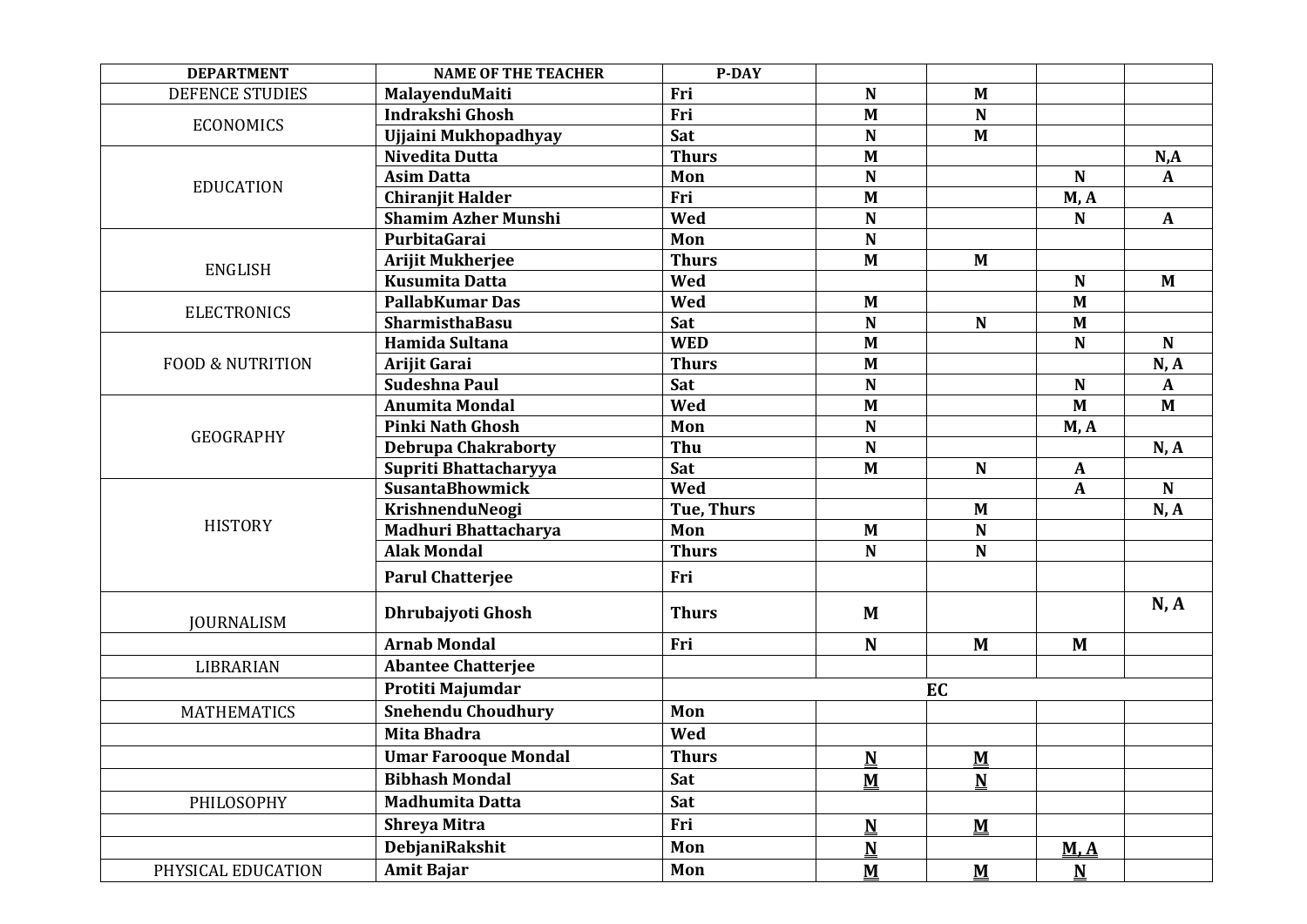| DEPARTMENT | NAME OF THE TEACHER | P-DAY | | | | |
|---|---|---|---|---|---|---|
| DEFENCE STUDIES | **MalayenduMaiti** | **Fri** | **N** | **M** | | |
| ECONOMICS | **Indrakshi Ghosh** | **Fri** | **M** | **N** | | |
| | **Ujjaini Mukhopadhyay** | **Sat** | **N** | **M** | | |
| EDUCATION | **Nivedita Dutta** | **Thurs** | **M** | | | **N,A** |
| | **Asim Datta** | **Mon** | **N** | | **N** | **A** |
| | **Chiranjit Halder** | **Fri** | **M** | | **M, A** | |
| | **Shamim Azher Munshi** | **Wed** | **N** | | **N** | **A** |
| ENGLISH | **PurbitaGarai** | **Mon** | **N** | | | |
| | **Arijit Mukherjee** | **Thurs** | **M** | **M** | | |
| | **Kusumita Datta** | **Wed** | | | **N** | **M** |
| ELECTRONICS | **PallabKumar Das** | **Wed** | **M** | | **M** | |
| | **SharmisthaBasu** | **Sat** | **N** | **N** | **M** | |
| FOOD & NUTRITION | **Hamida Sultana** | **WED** | **M** | | **N** | **N** |
| | **Arijit Garai** | **Thurs** | **M** | | | **N, A** |
| | **Sudeshna Paul** | **Sat** | **N** | | **N** | **A** |
| GEOGRAPHY | **Anumita Mondal** | **Wed** | **M** | | **M** | **M** |
| | **Pinki Nath Ghosh** | **Mon** | **N** | | **M, A** | |
| | **Debrupa Chakraborty** | **Thu** | **N** | | | **N, A** |
| | **Supriti Bhattacharyya** | **Sat** | **M** | **N** | **A** | |
| HISTORY | **SusantaBhowmick** | **Wed** | | | **A** | **N** |
| | **KrishnenduNeogi** | **Tue, Thurs** | | **M** | | **N, A** |
| | **Madhuri Bhattacharya** | **Mon** | **M** | **N** | | |
| | **Alak Mondal** | **Thurs** | **N** | **N** | | |
| | **Parul Chatterjee** | **Fri** | | | | |
| JOURNALISM | **Dhrubajyoti Ghosh** | **Thurs** | **M** | | | **N, A** |
| | **Arnab Mondal** | **Fri** | **N** | **M** | **M** | |
| LIBRARIAN | **Abantee Chatterjee** | | | | | |
| | **Protiti Majumdar** | **EC** | | | | |
| MATHEMATICS | **Snehendu Choudhury** | **Mon** | | | | |
| | **Mita Bhadra** | **Wed** | | | | |
| | **Umar Farooque Mondal** | **Thurs** | **N** | **M** | | |
| | **Bibhash Mondal** | **Sat** | **M** | **N** | | |
| PHILOSOPHY | **Madhumita Datta** | **Sat** | | | | |
| | **Shreya Mitra** | **Fri** | **N** | **M** | | |
| | **DebjaniRakshit** | **Mon** | **N** | | **M, A** | |
| PHYSICAL EDUCATION | **Amit Bajar** | **Mon** | **M** | **M** | **N** | |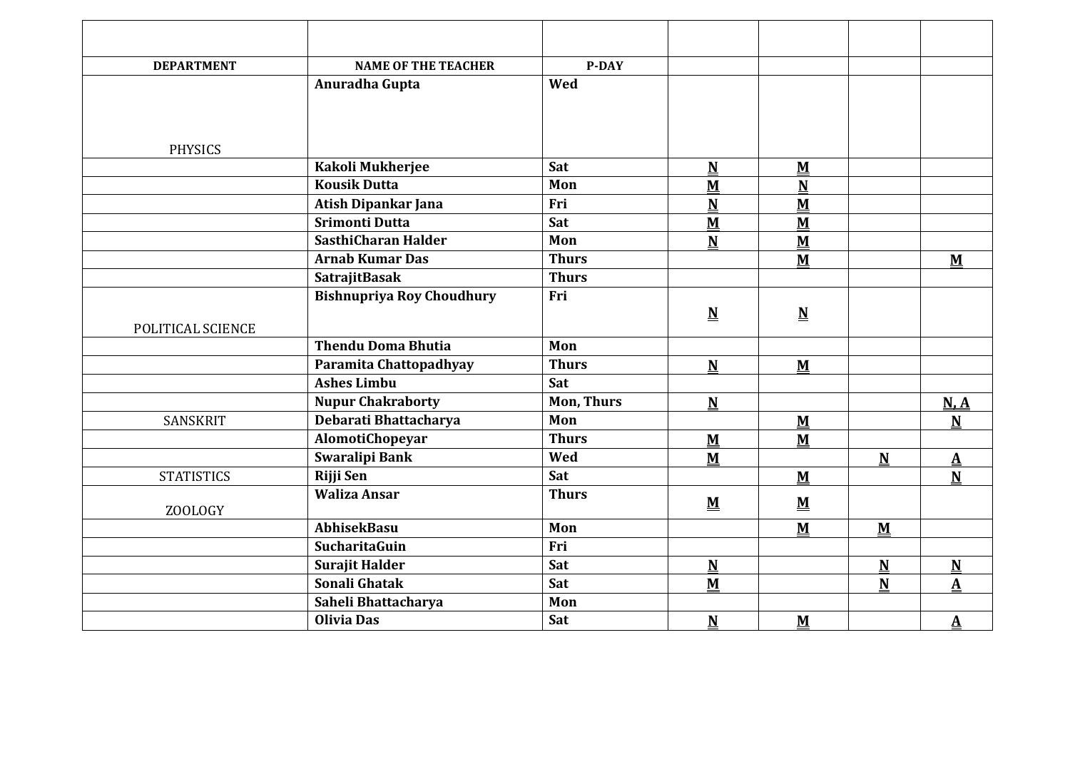| | | | | | | |
|---|---|---|---|---|---|---|
| **DEPARTMENT** | **NAME OF THE TEACHER** | **P-DAY** | | | | |
| PHYSICS | **Anuradha Gupta** | **Wed** | | | | |
| | **Kakoli Mukherjee** | **Sat** | **N** | **M** | | |
| | **Kousik Dutta** | **Mon** | **M** | **N** | | |
| | **Atish Dipankar Jana** | **Fri** | **N** | **M** | | |
| | **Srimonti Dutta** | **Sat** | **M** | **M** | | |
| | **SasthiCharan Halder** | **Mon** | **N** | **M** | | |
| | **Arnab Kumar Das** | **Thurs** | | **M** | | **M** |
| | **SatrajitBasak** | **Thurs** | | | | |
| POLITICAL SCIENCE | **Bishnupriya Roy Choudhury** | **Fri** | **N** | **N** | | |
| | **Thendu Doma Bhutia** | **Mon** | | | | |
| | **Paramita Chattopadhyay** | **Thurs** | **N** | **M** | | |
| | **Ashes Limbu** | **Sat** | | | | |
| | **Nupur Chakraborty** | **Mon, Thurs** | **N** | | | **N, A** |
| SANSKRIT | **Debarati Bhattacharya** | **Mon** | | **M** | | **N** |
| | **AlomotiChopeyar** | **Thurs** | **M** | **M** | | |
| | **Swaralipi Bank** | **Wed** | **M** | | **N** | **A** |
| STATISTICS | **Rijji Sen** | **Sat** | | **M** | | **N** |
| ZOOLOGY | **Waliza Ansar** | **Thurs** | **M** | **M** | | |
| | **AbhisekBasu** | **Mon** | | **M** | **M** | |
| | **SucharitaGuin** | **Fri** | | | | |
| | **Surajit Halder** | **Sat** | **N** | | **N** | **N** |
| | **Sonali Ghatak** | **Sat** | **M** | | **N** | **A** |
| | **Saheli Bhattacharya** | **Mon** | | | | |
| | **Olivia Das** | **Sat** | **N** | **M** | | **A** |